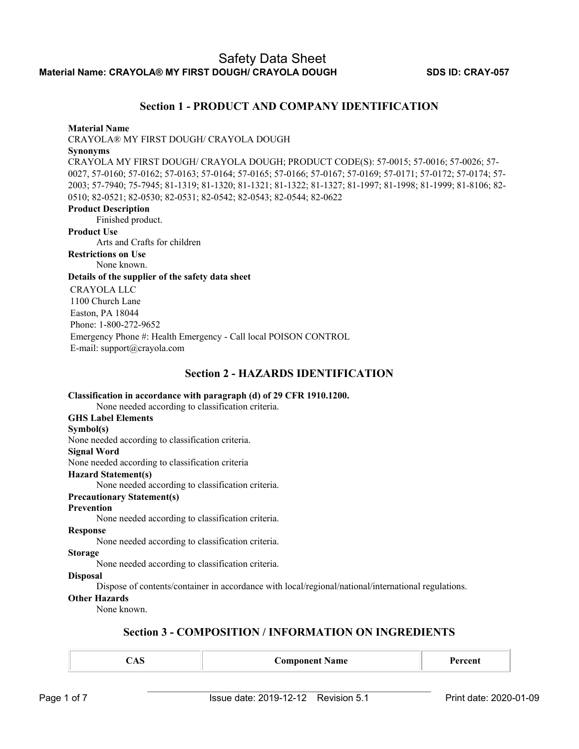# Safety Data Sheet

**Material Name: CRAYOLA® MY FIRST DOUGH/ CRAYOLA DOUGH** **SDS ID: CRAY-057**

## Section 1 - PRODUCT AND COMPANY IDENTIFICATION

**Material Name**

CRAYOLA® MY FIRST DOUGH/ CRAYOLA DOUGH

**Synonyms**

CRAYOLA MY FIRST DOUGH/ CRAYOLA DOUGH; PRODUCT CODE(S): 57-0015; 57-0016; 57-0026; 57-0027, 57-0160; 57-0162; 57-0163; 57-0164; 57-0165; 57-0166; 57-0167; 57-0169; 57-0171; 57-0172; 57-0174; 57-2003; 57-7940; 75-7945; 81-1319; 81-1320; 81-1321; 81-1322; 81-1327; 81-1997; 81-1998; 81-1999; 81-8106; 82-0510; 82-0521; 82-0530; 82-0531; 82-0542; 82-0543; 82-0544; 82-0622

**Product Description**

Finished product.

**Product Use**

Arts and Crafts for children

**Restrictions on Use**

None known.

**Details of the supplier of the safety data sheet**

CRAYOLA LLC
1100 Church Lane
Easton, PA 18044
Phone: 1-800-272-9652
Emergency Phone #: Health Emergency - Call local POISON CONTROL
E-mail: support@crayola.com

## Section 2 - HAZARDS IDENTIFICATION

**Classification in accordance with paragraph (d) of 29 CFR 1910.1200.**

None needed according to classification criteria.

**GHS Label Elements**

**Symbol(s)**

None needed according to classification criteria.

**Signal Word**

None needed according to classification criteria

**Hazard Statement(s)**

None needed according to classification criteria.

**Precautionary Statement(s)**

**Prevention**

None needed according to classification criteria.

**Response**

None needed according to classification criteria.

**Storage**

None needed according to classification criteria.

**Disposal**

Dispose of contents/container in accordance with local/regional/national/international regulations.

**Other Hazards**

None known.

## Section 3 - COMPOSITION / INFORMATION ON INGREDIENTS

| CAS | Component Name | Percent |
|---|---|---|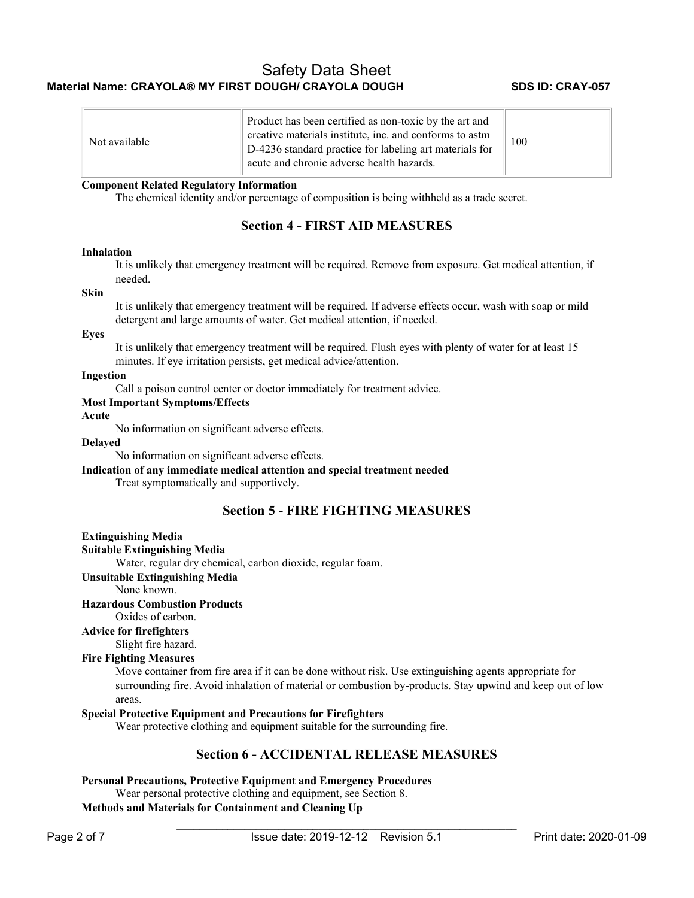| Not available | Product has been certified as non-toxic by the art and creative materials institute, inc. and conforms to astm D-4236 standard practice for labeling art materials for acute and chronic adverse health hazards. | 100 |
|---|---|---|

**Component Related Regulatory Information**

The chemical identity and/or percentage of composition is being withheld as a trade secret.

## Section 4 - FIRST AID MEASURES

**Inhalation**

It is unlikely that emergency treatment will be required. Remove from exposure. Get medical attention, if needed.

**Skin**

It is unlikely that emergency treatment will be required. If adverse effects occur, wash with soap or mild detergent and large amounts of water. Get medical attention, if needed.

**Eyes**

It is unlikely that emergency treatment will be required. Flush eyes with plenty of water for at least 15 minutes. If eye irritation persists, get medical advice/attention.

**Ingestion**

Call a poison control center or doctor immediately for treatment advice.

**Most Important Symptoms/Effects**

**Acute**

No information on significant adverse effects.

**Delayed**

No information on significant adverse effects.

**Indication of any immediate medical attention and special treatment needed**

Treat symptomatically and supportively.

## Section 5 - FIRE FIGHTING MEASURES

**Extinguishing Media**

**Suitable Extinguishing Media**

Water, regular dry chemical, carbon dioxide, regular foam.

**Unsuitable Extinguishing Media**

None known.

**Hazardous Combustion Products**

Oxides of carbon.

**Advice for firefighters**

Slight fire hazard.

**Fire Fighting Measures**

Move container from fire area if it can be done without risk. Use extinguishing agents appropriate for surrounding fire. Avoid inhalation of material or combustion by-products. Stay upwind and keep out of low areas.

**Special Protective Equipment and Precautions for Firefighters**

Wear protective clothing and equipment suitable for the surrounding fire.

## Section 6 - ACCIDENTAL RELEASE MEASURES

**Personal Precautions, Protective Equipment and Emergency Procedures**

Wear personal protective clothing and equipment, see Section 8.

**Methods and Materials for Containment and Cleaning Up**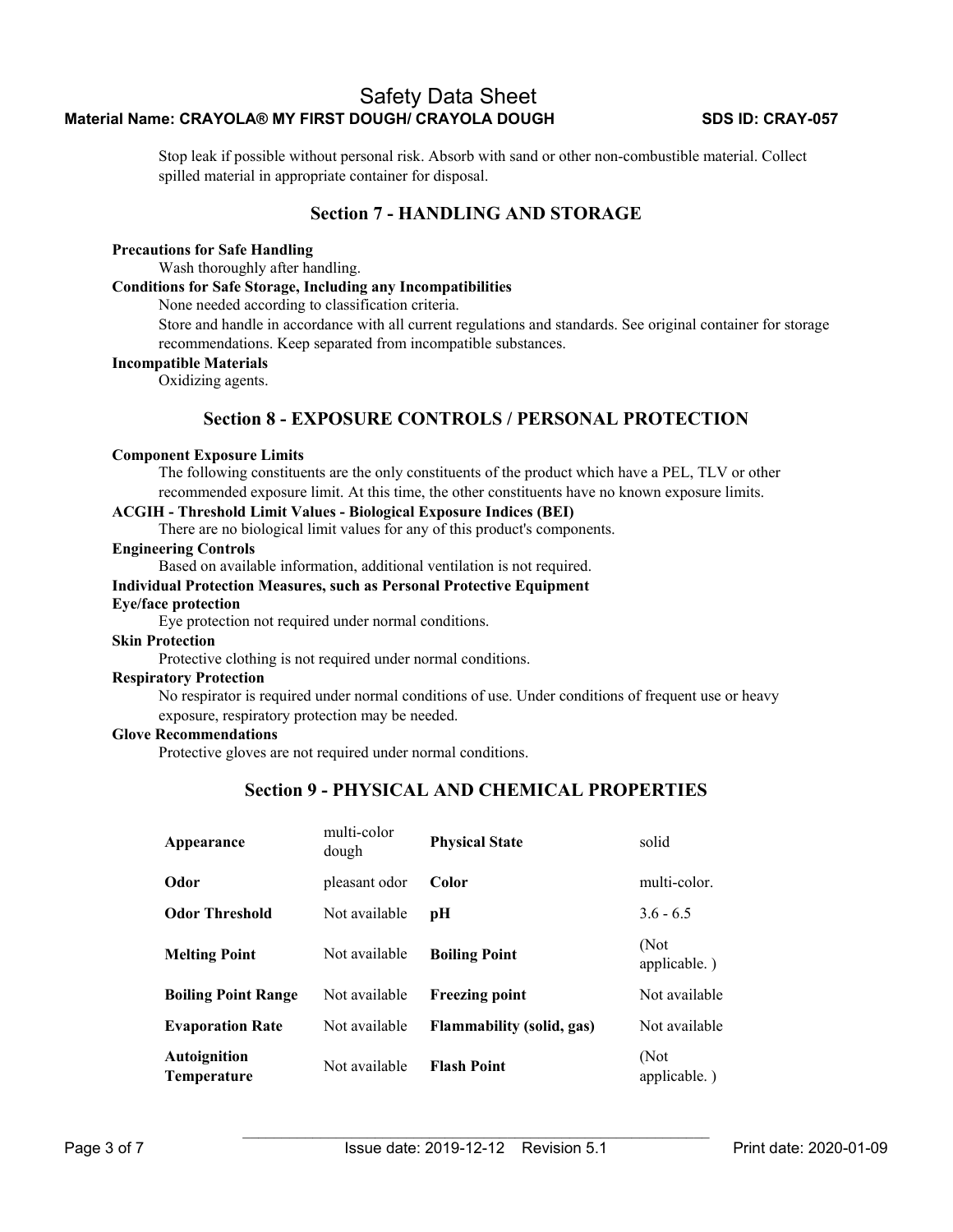Stop leak if possible without personal risk. Absorb with sand or other non-combustible material. Collect spilled material in appropriate container for disposal.

## Section 7 - HANDLING AND STORAGE

**Precautions for Safe Handling**

Wash thoroughly after handling.

**Conditions for Safe Storage, Including any Incompatibilities**

None needed according to classification criteria.

Store and handle in accordance with all current regulations and standards. See original container for storage recommendations. Keep separated from incompatible substances.

**Incompatible Materials**

Oxidizing agents.

## Section 8 - EXPOSURE CONTROLS / PERSONAL PROTECTION

**Component Exposure Limits**

The following constituents are the only constituents of the product which have a PEL, TLV or other recommended exposure limit. At this time, the other constituents have no known exposure limits.

**ACGIH - Threshold Limit Values - Biological Exposure Indices (BEI)**

There are no biological limit values for any of this product's components.

**Engineering Controls**

Based on available information, additional ventilation is not required.

**Individual Protection Measures, such as Personal Protective Equipment**

**Eye/face protection**

Eye protection not required under normal conditions.

**Skin Protection**

Protective clothing is not required under normal conditions.

**Respiratory Protection**

No respirator is required under normal conditions of use. Under conditions of frequent use or heavy exposure, respiratory protection may be needed.

**Glove Recommendations**

Protective gloves are not required under normal conditions.

## Section 9 - PHYSICAL AND CHEMICAL PROPERTIES

| | | | |
|---|---|---|---|
| **Appearance** | multi-color dough | **Physical State** | solid |
| **Odor** | pleasant odor | **Color** | multi-color. |
| **Odor Threshold** | Not available | **pH** | 3.6 - 6.5 |
| **Melting Point** | Not available | **Boiling Point** | (Not applicable. ) |
| **Boiling Point Range** | Not available | **Freezing point** | Not available |
| **Evaporation Rate** | Not available | **Flammability (solid, gas)** | Not available |
| **Autoignition Temperature** | Not available | **Flash Point** | (Not applicable. ) |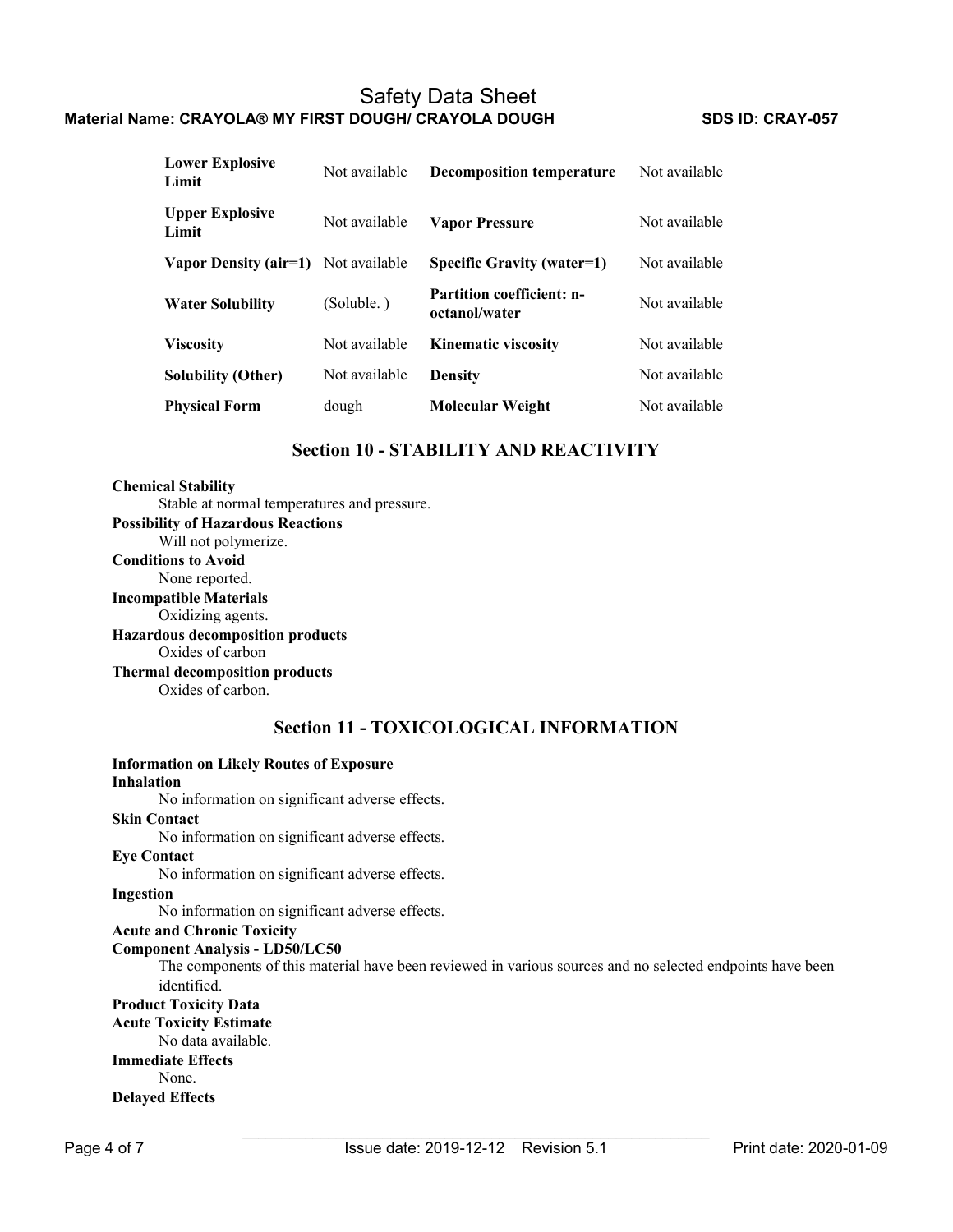| | | | |
|---|---|---|---|
| **Lower Explosive Limit** | Not available | **Decomposition temperature** | Not available |
| **Upper Explosive Limit** | Not available | **Vapor Pressure** | Not available |
| **Vapor Density (air=1)** | Not available | **Specific Gravity (water=1)** | Not available |
| **Water Solubility** | (Soluble. ) | **Partition coefficient: n-octanol/water** | Not available |
| **Viscosity** | Not available | **Kinematic viscosity** | Not available |
| **Solubility (Other)** | Not available | **Density** | Not available |
| **Physical Form** | dough | **Molecular Weight** | Not available |

## Section 10 - STABILITY AND REACTIVITY

**Chemical Stability**
Stable at normal temperatures and pressure.

**Possibility of Hazardous Reactions**
Will not polymerize.

**Conditions to Avoid**
None reported.

**Incompatible Materials**
Oxidizing agents.

**Hazardous decomposition products**
Oxides of carbon

**Thermal decomposition products**
Oxides of carbon.

## Section 11 - TOXICOLOGICAL INFORMATION

**Information on Likely Routes of Exposure**

**Inhalation**
No information on significant adverse effects.

**Skin Contact**
No information on significant adverse effects.

**Eye Contact**
No information on significant adverse effects.

**Ingestion**
No information on significant adverse effects.

**Acute and Chronic Toxicity**

**Component Analysis - LD50/LC50**
The components of this material have been reviewed in various sources and no selected endpoints have been identified.

**Product Toxicity Data**

**Acute Toxicity Estimate**
No data available.

**Immediate Effects**
None.

**Delayed Effects**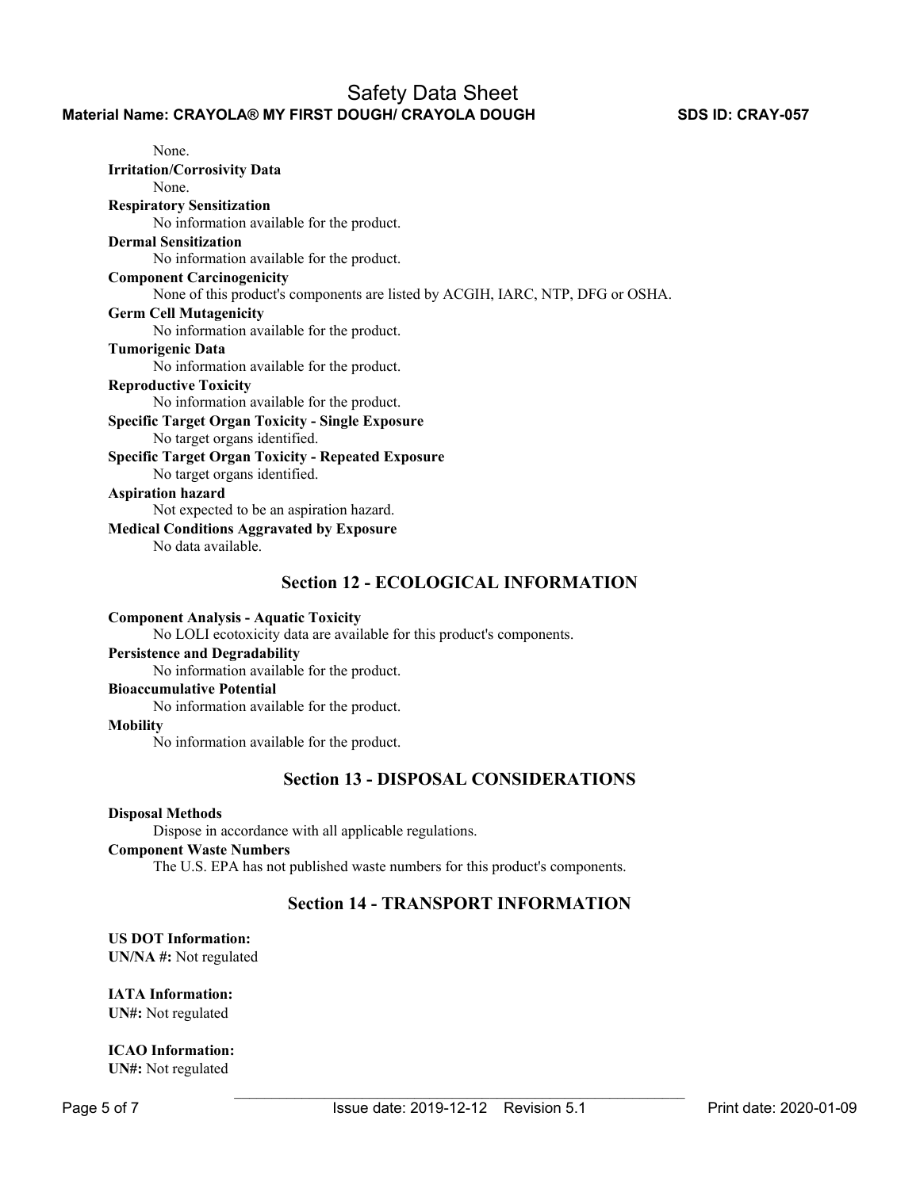None.

**Irritation/Corrosivity Data**

None.

**Respiratory Sensitization**

No information available for the product.

**Dermal Sensitization**

No information available for the product.

**Component Carcinogenicity**

None of this product's components are listed by ACGIH, IARC, NTP, DFG or OSHA.

**Germ Cell Mutagenicity**

No information available for the product.

**Tumorigenic Data**

No information available for the product.

**Reproductive Toxicity**

No information available for the product.

**Specific Target Organ Toxicity - Single Exposure**

No target organs identified.

**Specific Target Organ Toxicity - Repeated Exposure**

No target organs identified.

**Aspiration hazard**

Not expected to be an aspiration hazard.

**Medical Conditions Aggravated by Exposure**

No data available.

## Section 12 - ECOLOGICAL INFORMATION

**Component Analysis - Aquatic Toxicity**

No LOLI ecotoxicity data are available for this product's components.

**Persistence and Degradability**

No information available for the product.

**Bioaccumulative Potential**

No information available for the product.

**Mobility**

No information available for the product.

## Section 13 - DISPOSAL CONSIDERATIONS

**Disposal Methods**

Dispose in accordance with all applicable regulations.

**Component Waste Numbers**

The U.S. EPA has not published waste numbers for this product's components.

## Section 14 - TRANSPORT INFORMATION

**US DOT Information:**
**UN/NA #:** Not regulated

**IATA Information:**
**UN#:** Not regulated

**ICAO Information:**
**UN#:** Not regulated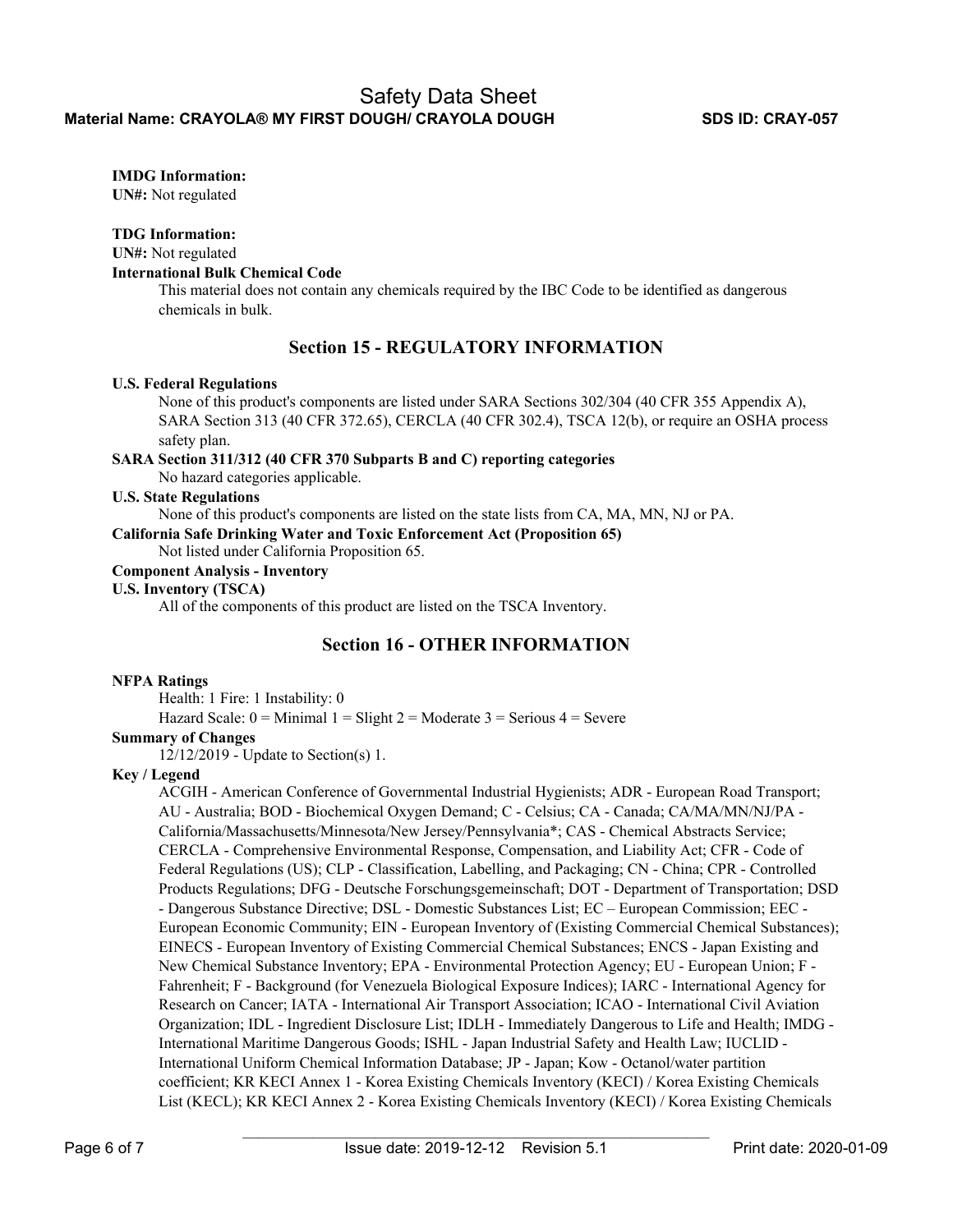**IMDG Information:**

**UN#:** Not regulated

**TDG Information:**

**UN#:** Not regulated

**International Bulk Chemical Code**

This material does not contain any chemicals required by the IBC Code to be identified as dangerous chemicals in bulk.

## Section 15 - REGULATORY INFORMATION

**U.S. Federal Regulations**

None of this product's components are listed under SARA Sections 302/304 (40 CFR 355 Appendix A), SARA Section 313 (40 CFR 372.65), CERCLA (40 CFR 302.4), TSCA 12(b), or require an OSHA process safety plan.

**SARA Section 311/312 (40 CFR 370 Subparts B and C) reporting categories**

No hazard categories applicable.

**U.S. State Regulations**

None of this product's components are listed on the state lists from CA, MA, MN, NJ or PA.

**California Safe Drinking Water and Toxic Enforcement Act (Proposition 65)**

Not listed under California Proposition 65.

**Component Analysis - Inventory**

**U.S. Inventory (TSCA)**

All of the components of this product are listed on the TSCA Inventory.

## Section 16 - OTHER INFORMATION

**NFPA Ratings**

Health: 1 Fire: 1 Instability: 0

Hazard Scale: 0 = Minimal 1 = Slight 2 = Moderate 3 = Serious 4 = Severe

**Summary of Changes**

12/12/2019 - Update to Section(s) 1.

**Key / Legend**

ACGIH - American Conference of Governmental Industrial Hygienists; ADR - European Road Transport; AU - Australia; BOD - Biochemical Oxygen Demand; C - Celsius; CA - Canada; CA/MA/MN/NJ/PA - California/Massachusetts/Minnesota/New Jersey/Pennsylvania*; CAS - Chemical Abstracts Service; CERCLA - Comprehensive Environmental Response, Compensation, and Liability Act; CFR - Code of Federal Regulations (US); CLP - Classification, Labelling, and Packaging; CN - China; CPR - Controlled Products Regulations; DFG - Deutsche Forschungsgemeinschaft; DOT - Department of Transportation; DSD - Dangerous Substance Directive; DSL - Domestic Substances List; EC – European Commission; EEC - European Economic Community; EIN - European Inventory of (Existing Commercial Chemical Substances); EINECS - European Inventory of Existing Commercial Chemical Substances; ENCS - Japan Existing and New Chemical Substance Inventory; EPA - Environmental Protection Agency; EU - European Union; F - Fahrenheit; F - Background (for Venezuela Biological Exposure Indices); IARC - International Agency for Research on Cancer; IATA - International Air Transport Association; ICAO - International Civil Aviation Organization; IDL - Ingredient Disclosure List; IDLH - Immediately Dangerous to Life and Health; IMDG - International Maritime Dangerous Goods; ISHL - Japan Industrial Safety and Health Law; IUCLID - International Uniform Chemical Information Database; JP - Japan; Kow - Octanol/water partition coefficient; KR KECI Annex 1 - Korea Existing Chemicals Inventory (KECI) / Korea Existing Chemicals List (KECL); KR KECI Annex 2 - Korea Existing Chemicals Inventory (KECI) / Korea Existing Chemicals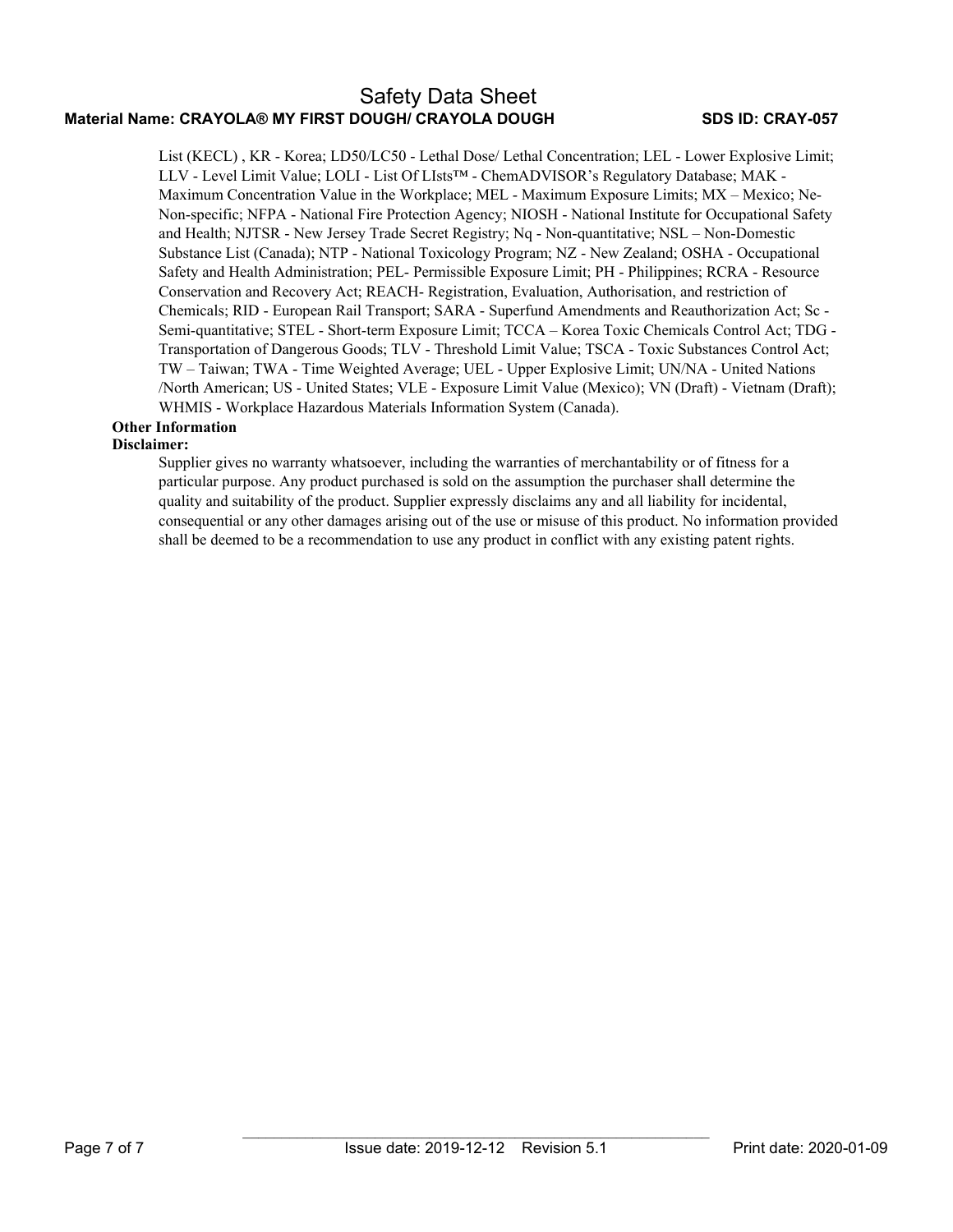List (KECL) , KR - Korea; LD50/LC50 - Lethal Dose/ Lethal Concentration; LEL - Lower Explosive Limit; LLV - Level Limit Value; LOLI - List Of LIsts™ - ChemADVISOR's Regulatory Database; MAK - Maximum Concentration Value in the Workplace; MEL - Maximum Exposure Limits; MX – Mexico; Ne- Non-specific; NFPA - National Fire Protection Agency; NIOSH - National Institute for Occupational Safety and Health; NJTSR - New Jersey Trade Secret Registry; Nq - Non-quantitative; NSL – Non-Domestic Substance List (Canada); NTP - National Toxicology Program; NZ - New Zealand; OSHA - Occupational Safety and Health Administration; PEL- Permissible Exposure Limit; PH - Philippines; RCRA - Resource Conservation and Recovery Act; REACH- Registration, Evaluation, Authorisation, and restriction of Chemicals; RID - European Rail Transport; SARA - Superfund Amendments and Reauthorization Act; Sc - Semi-quantitative; STEL - Short-term Exposure Limit; TCCA – Korea Toxic Chemicals Control Act; TDG - Transportation of Dangerous Goods; TLV - Threshold Limit Value; TSCA - Toxic Substances Control Act; TW – Taiwan; TWA - Time Weighted Average; UEL - Upper Explosive Limit; UN/NA - United Nations /North American; US - United States; VLE - Exposure Limit Value (Mexico); VN (Draft) - Vietnam (Draft); WHMIS - Workplace Hazardous Materials Information System (Canada).

**Other Information**

**Disclaimer:**

Supplier gives no warranty whatsoever, including the warranties of merchantability or of fitness for a particular purpose. Any product purchased is sold on the assumption the purchaser shall determine the quality and suitability of the product. Supplier expressly disclaims any and all liability for incidental, consequential or any other damages arising out of the use or misuse of this product. No information provided shall be deemed to be a recommendation to use any product in conflict with any existing patent rights.